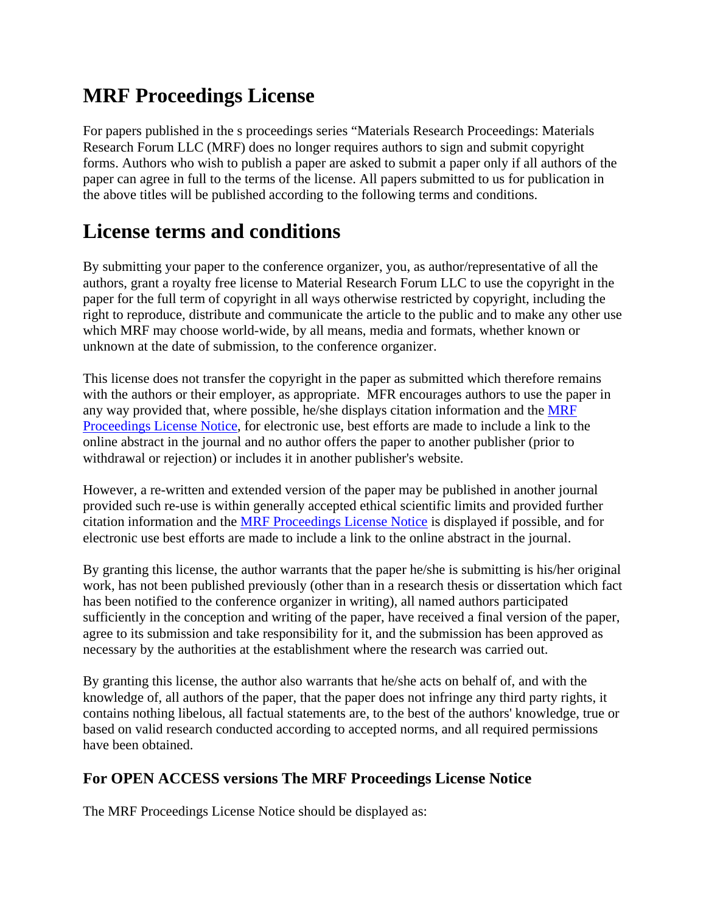# MRF Proceedings License

For papers published in the s proceedings series "Materials Research Proceedings: Materials Research Forum LLC (MRF) does no longer requires authors to sign and submit copyright forms. Authors who wish to publish a paper are asked to submit a paper only if all authors of the paper can agree in full to the terms of the license. All papers submitted to us for publication in the above titles will be published according to the following terms and conditions.

# License terms and conditions

By submitting your paper to the conference organizer, you, as author/representative of all the authors, grant a royalty free license to Material Research Forum LLC to use the copyright in the paper for the full term of copyright in all ways otherwise restricted by copyright, including the right to reproduce, distribute and communicate the article to the public and to make any other use which MRF may choose world-wide, by all means, media and formats, whether known or unknown at the date of submission, to the conference organizer.

This license does not transfer the copyright in the paper as submitted which therefore remains with the authors or their employer, as appropriate. MFR encourages authors to use the paper in any way provided that, where possible, he/she displays citation information and the MRF Proceedings License Notice, for electronic use, best efforts are made to include a link to the online abstract in the journal and no author offers the paper to another publisher (prior to withdrawal or rejection) or includes it in another publisher's website.

However, a re-written and extended version of the paper may be published in another journal provided such re-use is within generally accepted ethical scientific limits and provided further citation information and the MRF Proceedings License Notice is displayed if possible, and for electronic use best efforts are made to include a link to the online abstract in the journal.

By granting this license, the author warrants that the paper he/she is submitting is his/her original work, has not been published previously (other than in a research thesis or dissertation which fact has been notified to the conference organizer in writing), all named authors participated sufficiently in the conception and writing of the paper, have received a final version of the paper, agree to its submission and take responsibility for it, and the submission has been approved as necessary by the authorities at the establishment where the research was carried out.

By granting this license, the author also warrants that he/she acts on behalf of, and with the knowledge of, all authors of the paper, that the paper does not infringe any third party rights, it contains nothing libelous, all factual statements are, to the best of the authors' knowledge, true or based on valid research conducted according to accepted norms, and all required permissions have been obtained.

### For OPEN ACCESS versions The MRF Proceedings License Notice

The MRF Proceedings License Notice should be displayed as: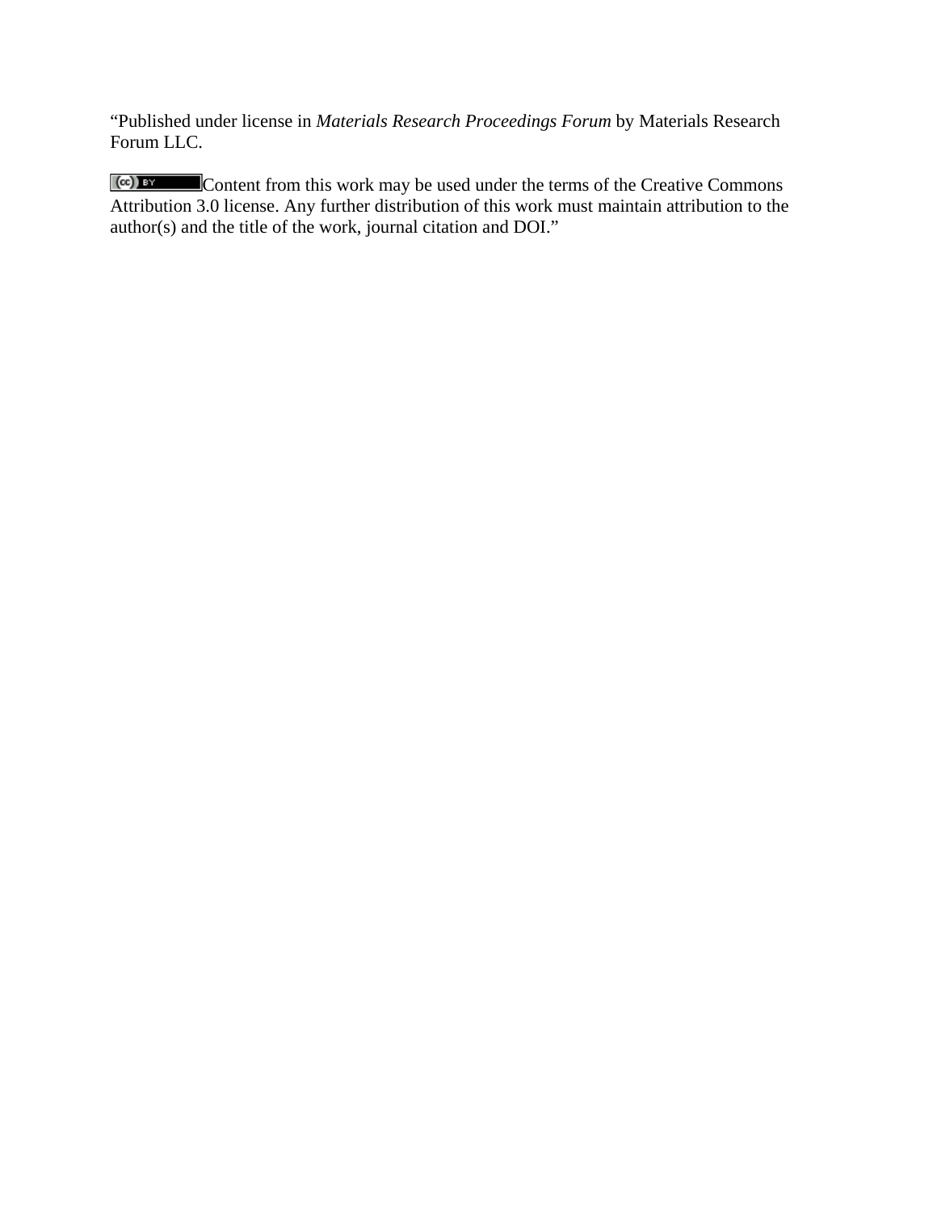"Published under license in *Materials Research Proceedings Forum* by Materials Research Forum LLC.

Content from this work may be used under the terms of the Creative Commons Attribution 3.0 license. Any further distribution of this work must maintain attribution to the author(s) and the title of the work, journal citation and DOI."